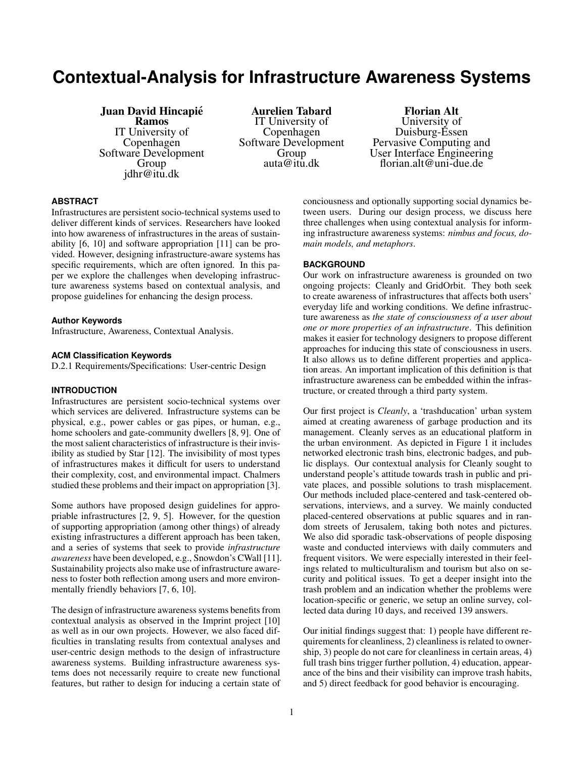# Contextual-Analysis for Infrastructure Awareness Systems

**Juan David Hincapié Ramos**
IT University of Copenhagen
Software Development Group
jdhr@itu.dk

**Aurelien Tabard**
IT University of Copenhagen
Software Development Group
auta@itu.dk

**Florian Alt**
University of Duisburg-Essen
Pervasive Computing and User Interface Engineering
florian.alt@uni-due.de

## ABSTRACT

Infrastructures are persistent socio-technical systems used to deliver different kinds of services. Researchers have looked into how awareness of infrastructures in the areas of sustainability [6, 10] and software appropriation [11] can be provided. However, designing infrastructure-aware systems has specific requirements, which are often ignored. In this paper we explore the challenges when developing infrastructure awareness systems based on contextual analysis, and propose guidelines for enhancing the design process.

### Author Keywords

Infrastructure, Awareness, Contextual Analysis.

### ACM Classification Keywords

D.2.1 Requirements/Specifications: User-centric Design

## INTRODUCTION

Infrastructures are persistent socio-technical systems over which services are delivered. Infrastructure systems can be physical, e.g., power cables or gas pipes, or human, e.g., home schoolers and gate-community dwellers [8, 9]. One of the most salient characteristics of infrastructure is their invisibility as studied by Star [12]. The invisibility of most types of infrastructures makes it difficult for users to understand their complexity, cost, and environmental impact. Chalmers studied these problems and their impact on appropriation [3].

Some authors have proposed design guidelines for appropriable infrastructures [2, 9, 5]. However, for the question of supporting appropriation (among other things) of already existing infrastructures a different approach has been taken, and a series of systems that seek to provide *infrastructure awareness* have been developed, e.g., Snowdon's CWall [11]. Sustainability projects also make use of infrastructure awareness to foster both reflection among users and more environmentally friendly behaviors [7, 6, 10].

The design of infrastructure awareness systems benefits from contextual analysis as observed in the Imprint project [10] as well as in our own projects. However, we also faced difficulties in translating results from contextual analyses and user-centric design methods to the design of infrastructure awareness systems. Building infrastructure awareness systems does not necessarily require to create new functional features, but rather to design for inducing a certain state of conciousness and optionally supporting social dynamics between users. During our design process, we discuss here three challenges when using contextual analysis for informing infrastructure awareness systems: *nimbus and focus, domain models, and metaphors*.

## BACKGROUND

Our work on infrastructure awareness is grounded on two ongoing projects: Cleanly and GridOrbit. They both seek to create awareness of infrastructures that affects both users' everyday life and working conditions. We define infrastructure awareness as *the state of consciousness of a user about one or more properties of an infrastructure*. This definition makes it easier for technology designers to propose different approaches for inducing this state of consciousness in users. It also allows us to define different properties and application areas. An important implication of this definition is that infrastructure awareness can be embedded within the infrastructure, or created through a third party system.

Our first project is *Cleanly*, a 'trashducation' urban system aimed at creating awareness of garbage production and its management. Cleanly serves as an educational platform in the urban environment. As depicted in Figure 1 it includes networked electronic trash bins, electronic badges, and public displays. Our contextual analysis for Cleanly sought to understand people's attitude towards trash in public and private places, and possible solutions to trash misplacement. Our methods included place-centered and task-centered observations, interviews, and a survey. We mainly conducted placed-centered observations at public squares and in random streets of Jerusalem, taking both notes and pictures. We also did sporadic task-observations of people disposing waste and conducted interviews with daily commuters and frequent visitors. We were especially interested in their feelings related to multiculturalism and tourism but also on security and political issues. To get a deeper insight into the trash problem and an indication whether the problems were location-specific or generic, we setup an online survey, collected data during 10 days, and received 139 answers.

Our initial findings suggest that: 1) people have different requirements for cleanliness, 2) cleanliness is related to ownership, 3) people do not care for cleanliness in certain areas, 4) full trash bins trigger further pollution, 4) education, appearance of the bins and their visibility can improve trash habits, and 5) direct feedback for good behavior is encouraging.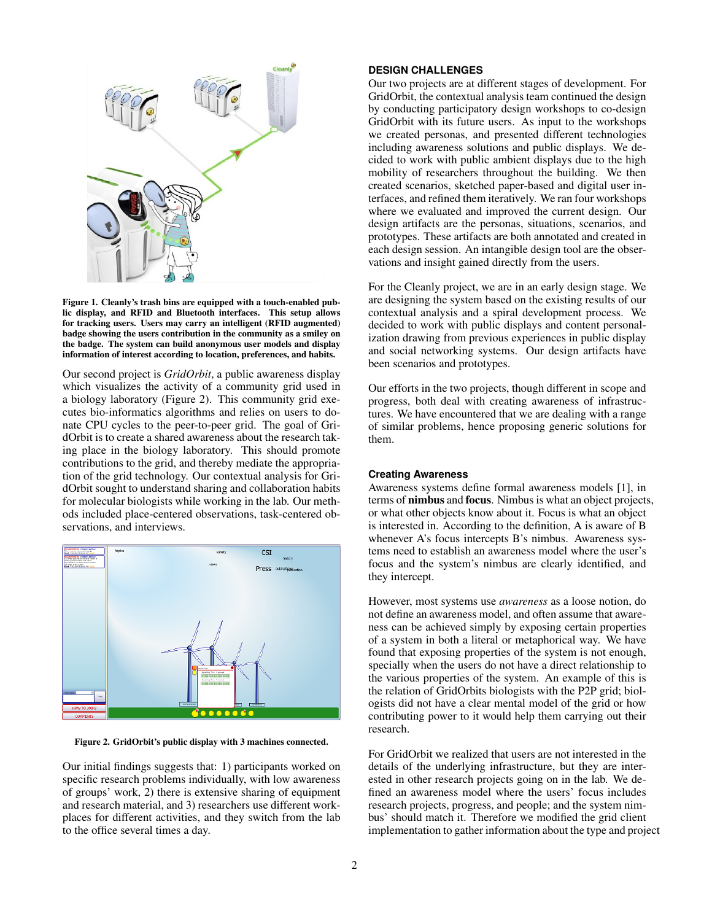Figure 1. Cleanly's trash bins are equipped with a touch-enabled public display, and RFID and Bluetooth interfaces. This setup allows for tracking users. Users may carry an intelligent (RFID augmented) badge showing the users contribution in the community as a smiley on the badge. The system can build anonymous user models and display information of interest according to location, preferences, and habits.

Our second project is *GridOrbit*, a public awareness display which visualizes the activity of a community grid used in a biology laboratory (Figure 2). This community grid executes bio-informatics algorithms and relies on users to donate CPU cycles to the peer-to-peer grid. The goal of GridOrbit is to create a shared awareness about the research taking place in the biology laboratory. This should promote contributions to the grid, and thereby mediate the appropriation of the grid technology. Our contextual analysis for GridOrbit sought to understand sharing and collaboration habits for molecular biologists while working in the lab. Our methods included place-centered observations, task-centered observations, and interviews.

Figure 2. GridOrbit's public display with 3 machines connected.

Our initial findings suggests that: 1) participants worked on specific research problems individually, with low awareness of groups' work, 2) there is extensive sharing of equipment and research material, and 3) researchers use different workplaces for different activities, and they switch from the lab to the office several times a day.

## DESIGN CHALLENGES

Our two projects are at different stages of development. For GridOrbit, the contextual analysis team continued the design by conducting participatory design workshops to co-design GridOrbit with its future users. As input to the workshops we created personas, and presented different technologies including awareness solutions and public displays. We decided to work with public ambient displays due to the high mobility of researchers throughout the building. We then created scenarios, sketched paper-based and digital user interfaces, and refined them iteratively. We ran four workshops where we evaluated and improved the current design. Our design artifacts are the personas, situations, scenarios, and prototypes. These artifacts are both annotated and created in each design session. An intangible design tool are the observations and insight gained directly from the users.

For the Cleanly project, we are in an early design stage. We are designing the system based on the existing results of our contextual analysis and a spiral development process. We decided to work with public displays and content personalization drawing from previous experiences in public display and social networking systems. Our design artifacts have been scenarios and prototypes.

Our efforts in the two projects, though different in scope and progress, both deal with creating awareness of infrastructures. We have encountered that we are dealing with a range of similar problems, hence proposing generic solutions for them.

### Creating Awareness

Awareness systems define formal awareness models [1], in terms of **nimbus** and **focus**. Nimbus is what an object projects, or what other objects know about it. Focus is what an object is interested in. According to the definition, A is aware of B whenever A's focus intercepts B's nimbus. Awareness systems need to establish an awareness model where the user's focus and the system's nimbus are clearly identified, and they intercept.

However, most systems use *awareness* as a loose notion, do not define an awareness model, and often assume that awareness can be achieved simply by exposing certain properties of a system in both a literal or metaphorical way. We have found that exposing properties of the system is not enough, specially when the users do not have a direct relationship to the various properties of the system. An example of this is the relation of GridOrbits biologists with the P2P grid; biologists did not have a clear mental model of the grid or how contributing power to it would help them carrying out their research.

For GridOrbit we realized that users are not interested in the details of the underlying infrastructure, but they are interested in other research projects going on in the lab. We defined an awareness model where the users' focus includes research projects, progress, and people; and the system nimbus' should match it. Therefore we modified the grid client implementation to gather information about the type and project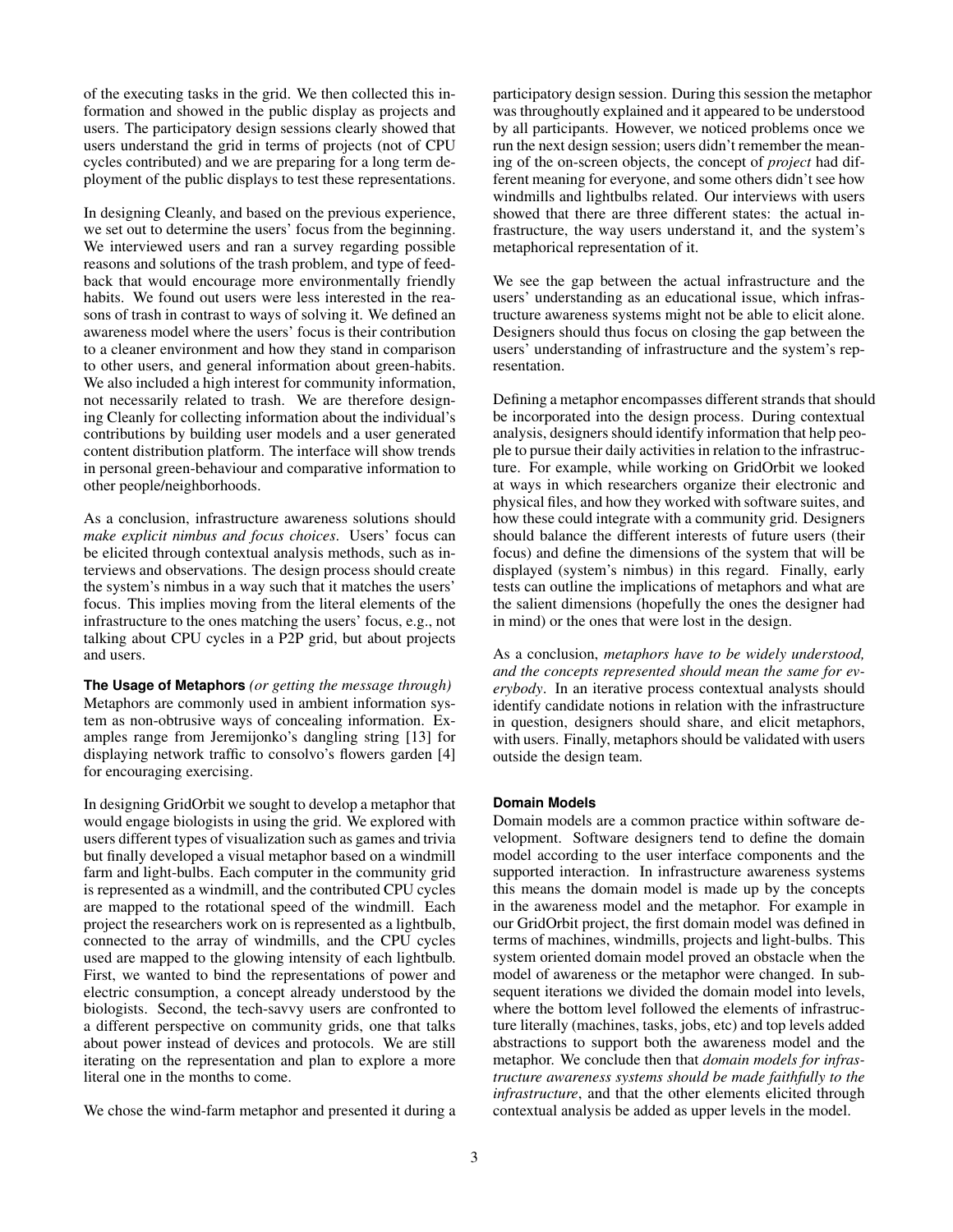of the executing tasks in the grid. We then collected this information and showed in the public display as projects and users. The participatory design sessions clearly showed that users understand the grid in terms of projects (not of CPU cycles contributed) and we are preparing for a long term deployment of the public displays to test these representations.

In designing Cleanly, and based on the previous experience, we set out to determine the users' focus from the beginning. We interviewed users and ran a survey regarding possible reasons and solutions of the trash problem, and type of feedback that would encourage more environmentally friendly habits. We found out users were less interested in the reasons of trash in contrast to ways of solving it. We defined an awareness model where the users' focus is their contribution to a cleaner environment and how they stand in comparison to other users, and general information about green-habits. We also included a high interest for community information, not necessarily related to trash. We are therefore designing Cleanly for collecting information about the individual's contributions by building user models and a user generated content distribution platform. The interface will show trends in personal green-behaviour and comparative information to other people/neighborhoods.

As a conclusion, infrastructure awareness solutions should *make explicit nimbus and focus choices*. Users' focus can be elicited through contextual analysis methods, such as interviews and observations. The design process should create the system's nimbus in a way such that it matches the users' focus. This implies moving from the literal elements of the infrastructure to the ones matching the users' focus, e.g., not talking about CPU cycles in a P2P grid, but about projects and users.

**The Usage of Metaphors** *(or getting the message through)*
Metaphors are commonly used in ambient information system as non-obtrusive ways of concealing information. Examples range from Jeremijonko's dangling string [13] for displaying network traffic to consolvo's flowers garden [4] for encouraging exercising.

In designing GridOrbit we sought to develop a metaphor that would engage biologists in using the grid. We explored with users different types of visualization such as games and trivia but finally developed a visual metaphor based on a windmill farm and light-bulbs. Each computer in the community grid is represented as a windmill, and the contributed CPU cycles are mapped to the rotational speed of the windmill. Each project the researchers work on is represented as a lightbulb, connected to the array of windmills, and the CPU cycles used are mapped to the glowing intensity of each lightbulb. First, we wanted to bind the representations of power and electric consumption, a concept already understood by the biologists. Second, the tech-savvy users are confronted to a different perspective on community grids, one that talks about power instead of devices and protocols. We are still iterating on the representation and plan to explore a more literal one in the months to come.

We chose the wind-farm metaphor and presented it during a participatory design session. During this session the metaphor was throughoutly explained and it appeared to be understood by all participants. However, we noticed problems once we run the next design session; users didn't remember the meaning of the on-screen objects, the concept of *project* had different meaning for everyone, and some others didn't see how windmills and lightbulbs related. Our interviews with users showed that there are three different states: the actual infrastructure, the way users understand it, and the system's metaphorical representation of it.

We see the gap between the actual infrastructure and the users' understanding as an educational issue, which infrastructure awareness systems might not be able to elicit alone. Designers should thus focus on closing the gap between the users' understanding of infrastructure and the system's representation.

Defining a metaphor encompasses different strands that should be incorporated into the design process. During contextual analysis, designers should identify information that help people to pursue their daily activities in relation to the infrastructure. For example, while working on GridOrbit we looked at ways in which researchers organize their electronic and physical files, and how they worked with software suites, and how these could integrate with a community grid. Designers should balance the different interests of future users (their focus) and define the dimensions of the system that will be displayed (system's nimbus) in this regard. Finally, early tests can outline the implications of metaphors and what are the salient dimensions (hopefully the ones the designer had in mind) or the ones that were lost in the design.

As a conclusion, *metaphors have to be widely understood, and the concepts represented should mean the same for everybody*. In an iterative process contextual analysts should identify candidate notions in relation with the infrastructure in question, designers should share, and elicit metaphors, with users. Finally, metaphors should be validated with users outside the design team.

**Domain Models**
Domain models are a common practice within software development. Software designers tend to define the domain model according to the user interface components and the supported interaction. In infrastructure awareness systems this means the domain model is made up by the concepts in the awareness model and the metaphor. For example in our GridOrbit project, the first domain model was defined in terms of machines, windmills, projects and light-bulbs. This system oriented domain model proved an obstacle when the model of awareness or the metaphor were changed. In subsequent iterations we divided the domain model into levels, where the bottom level followed the elements of infrastructure literally (machines, tasks, jobs, etc) and top levels added abstractions to support both the awareness model and the metaphor. We conclude then that *domain models for infrastructure awareness systems should be made faithfully to the infrastructure*, and that the other elements elicited through contextual analysis be added as upper levels in the model.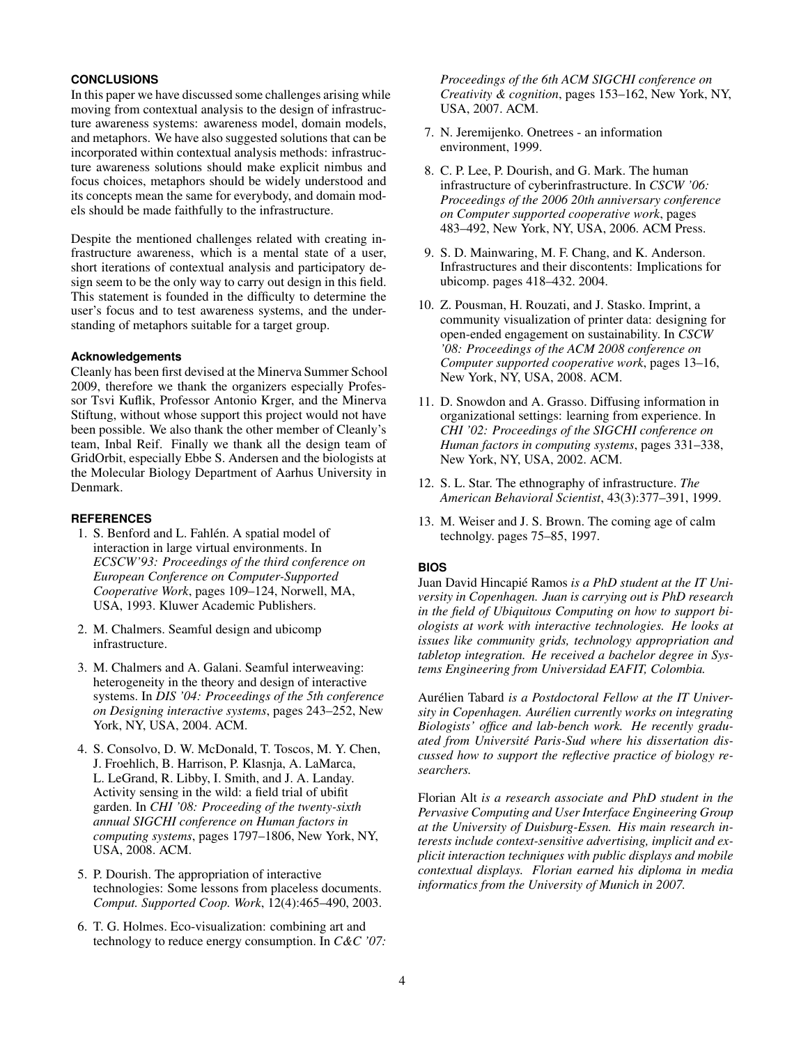## CONCLUSIONS

In this paper we have discussed some challenges arising while moving from contextual analysis to the design of infrastructure awareness systems: awareness model, domain models, and metaphors. We have also suggested solutions that can be incorporated within contextual analysis methods: infrastructure awareness solutions should make explicit nimbus and focus choices, metaphors should be widely understood and its concepts mean the same for everybody, and domain models should be made faithfully to the infrastructure.

Despite the mentioned challenges related with creating infrastructure awareness, which is a mental state of a user, short iterations of contextual analysis and participatory design seem to be the only way to carry out design in this field. This statement is founded in the difficulty to determine the user's focus and to test awareness systems, and the understanding of metaphors suitable for a target group.

### Acknowledgements

Cleanly has been first devised at the Minerva Summer School 2009, therefore we thank the organizers especially Professor Tsvi Kuflik, Professor Antonio Krger, and the Minerva Stiftung, without whose support this project would not have been possible. We also thank the other member of Cleanly's team, Inbal Reif. Finally we thank all the design team of GridOrbit, especially Ebbe S. Andersen and the biologists at the Molecular Biology Department of Aarhus University in Denmark.

## REFERENCES

1. S. Benford and L. Fahlén. A spatial model of interaction in large virtual environments. In *ECSCW'93: Proceedings of the third conference on European Conference on Computer-Supported Cooperative Work*, pages 109–124, Norwell, MA, USA, 1993. Kluwer Academic Publishers.
2. M. Chalmers. Seamful design and ubicomp infrastructure.
3. M. Chalmers and A. Galani. Seamful interweaving: heterogeneity in the theory and design of interactive systems. In *DIS '04: Proceedings of the 5th conference on Designing interactive systems*, pages 243–252, New York, NY, USA, 2004. ACM.
4. S. Consolvo, D. W. McDonald, T. Toscos, M. Y. Chen, J. Froehlich, B. Harrison, P. Klasnja, A. LaMarca, L. LeGrand, R. Libby, I. Smith, and J. A. Landay. Activity sensing in the wild: a field trial of ubifit garden. In *CHI '08: Proceeding of the twenty-sixth annual SIGCHI conference on Human factors in computing systems*, pages 1797–1806, New York, NY, USA, 2008. ACM.
5. P. Dourish. The appropriation of interactive technologies: Some lessons from placeless documents. *Comput. Supported Coop. Work*, 12(4):465–490, 2003.
6. T. G. Holmes. Eco-visualization: combining art and technology to reduce energy consumption. In *C&C '07: Proceedings of the 6th ACM SIGCHI conference on Creativity & cognition*, pages 153–162, New York, NY, USA, 2007. ACM.
7. N. Jeremijenko. Onetrees - an information environment, 1999.
8. C. P. Lee, P. Dourish, and G. Mark. The human infrastructure of cyberinfrastructure. In *CSCW '06: Proceedings of the 2006 20th anniversary conference on Computer supported cooperative work*, pages 483–492, New York, NY, USA, 2006. ACM Press.
9. S. D. Mainwaring, M. F. Chang, and K. Anderson. Infrastructures and their discontents: Implications for ubicomp. pages 418–432. 2004.
10. Z. Pousman, H. Rouzati, and J. Stasko. Imprint, a community visualization of printer data: designing for open-ended engagement on sustainability. In *CSCW '08: Proceedings of the ACM 2008 conference on Computer supported cooperative work*, pages 13–16, New York, NY, USA, 2008. ACM.
11. D. Snowdon and A. Grasso. Diffusing information in organizational settings: learning from experience. In *CHI '02: Proceedings of the SIGCHI conference on Human factors in computing systems*, pages 331–338, New York, NY, USA, 2002. ACM.
12. S. L. Star. The ethnography of infrastructure. *The American Behavioral Scientist*, 43(3):377–391, 1999.
13. M. Weiser and J. S. Brown. The coming age of calm technolgy. pages 75–85, 1997.

## BIOS

Juan David Hincapié Ramos *is a PhD student at the IT University in Copenhagen. Juan is carrying out is PhD research in the field of Ubiquitous Computing on how to support biologists at work with interactive technologies. He looks at issues like community grids, technology appropriation and tabletop integration. He received a bachelor degree in Systems Engineering from Universidad EAFIT, Colombia.*

Aurélien Tabard *is a Postdoctoral Fellow at the IT University in Copenhagen. Aurélien currently works on integrating Biologists' office and lab-bench work. He recently graduated from Université Paris-Sud where his dissertation discussed how to support the reflective practice of biology researchers.*

Florian Alt *is a research associate and PhD student in the Pervasive Computing and User Interface Engineering Group at the University of Duisburg-Essen. His main research interests include context-sensitive advertising, implicit and explicit interaction techniques with public displays and mobile contextual displays. Florian earned his diploma in media informatics from the University of Munich in 2007.*